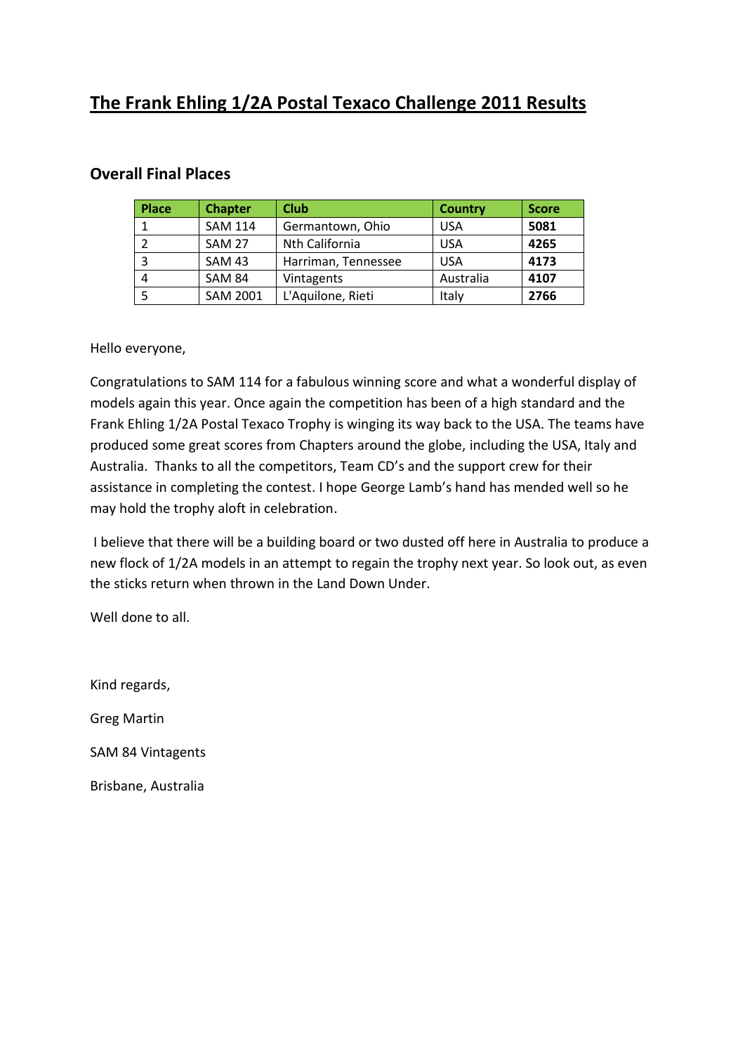# The Frank Ehling 1/2A Postal Texaco Challenge 2011 Results

## Overall Final Places

| Place | Chapter | Club | Country | Score |
|---|---|---|---|---|
| 1 | SAM 114 | Germantown, Ohio | USA | **5081** |
| 2 | SAM 27 | Nth California | USA | **4265** |
| 3 | SAM 43 | Harriman, Tennessee | USA | **4173** |
| 4 | SAM 84 | Vintagents | Australia | **4107** |
| 5 | SAM 2001 | L'Aquilone, Rieti | Italy | **2766** |

Hello everyone,

Congratulations to SAM 114 for a fabulous winning score and what a wonderful display of models again this year. Once again the competition has been of a high standard and the Frank Ehling 1/2A Postal Texaco Trophy is winging its way back to the USA. The teams have produced some great scores from Chapters around the globe, including the USA, Italy and Australia. Thanks to all the competitors, Team CD's and the support crew for their assistance in completing the contest. I hope George Lamb's hand has mended well so he may hold the trophy aloft in celebration.

I believe that there will be a building board or two dusted off here in Australia to produce a new flock of 1/2A models in an attempt to regain the trophy next year. So look out, as even the sticks return when thrown in the Land Down Under.

Well done to all.

Kind regards,

Greg Martin

SAM 84 Vintagents

Brisbane, Australia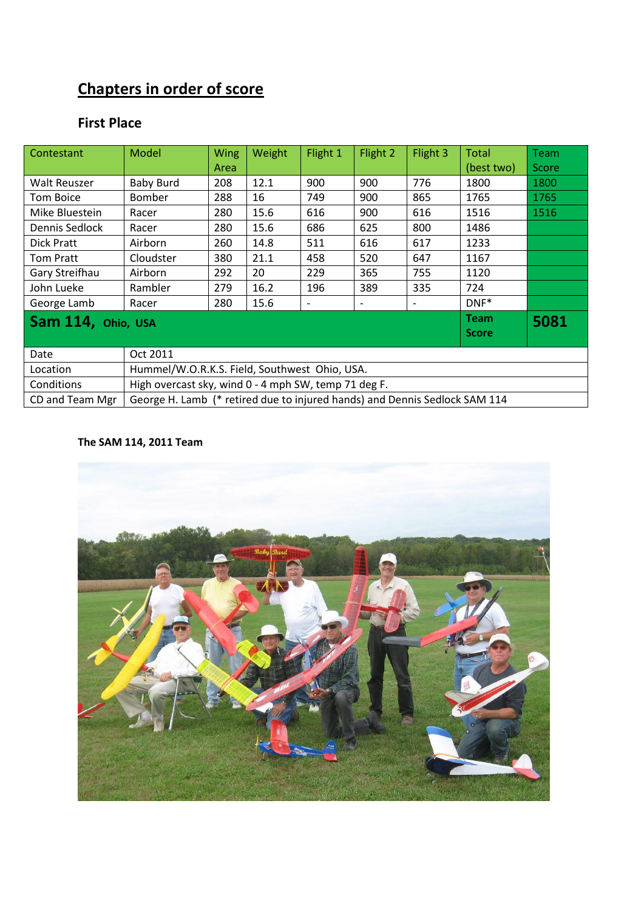## Chapters in order of score

### First Place

| Contestant | Model | Wing Area | Weight | Flight 1 | Flight 2 | Flight 3 | Total (best two) | Team Score |
|---|---|---|---|---|---|---|---|---|
| Walt Reuszer | Baby Burd | 208 | 12.1 | 900 | 900 | 776 | 1800 | 1800 |
| Tom Boice | Bomber | 288 | 16 | 749 | 900 | 865 | 1765 | 1765 |
| Mike Bluestein | Racer | 280 | 15.6 | 616 | 900 | 616 | 1516 | 1516 |
| Dennis Sedlock | Racer | 280 | 15.6 | 686 | 625 | 800 | 1486 | |
| Dick Pratt | Airborn | 260 | 14.8 | 511 | 616 | 617 | 1233 | |
| Tom Pratt | Cloudster | 380 | 21.1 | 458 | 520 | 647 | 1167 | |
| Gary Streifhau | Airborn | 292 | 20 | 229 | 365 | 755 | 1120 | |
| John Lueke | Rambler | 279 | 16.2 | 196 | 389 | 335 | 724 | |
| George Lamb | Racer | 280 | 15.6 | - | - | - | DNF* | |
| **Sam 114, Ohio, USA** | | | | | | | **Team Score** | **5081** |
| Date | Oct 2011 | | | | | | | |
| Location | Hummel/W.O.R.K.S. Field, Southwest Ohio, USA. | | | | | | | |
| Conditions | High overcast sky, wind 0 - 4 mph SW, temp 71 deg F. | | | | | | | |
| CD and Team Mgr | George H. Lamb (* retired due to injured hands) and Dennis Sedlock SAM 114 | | | | | | | |

**The SAM 114, 2011 Team**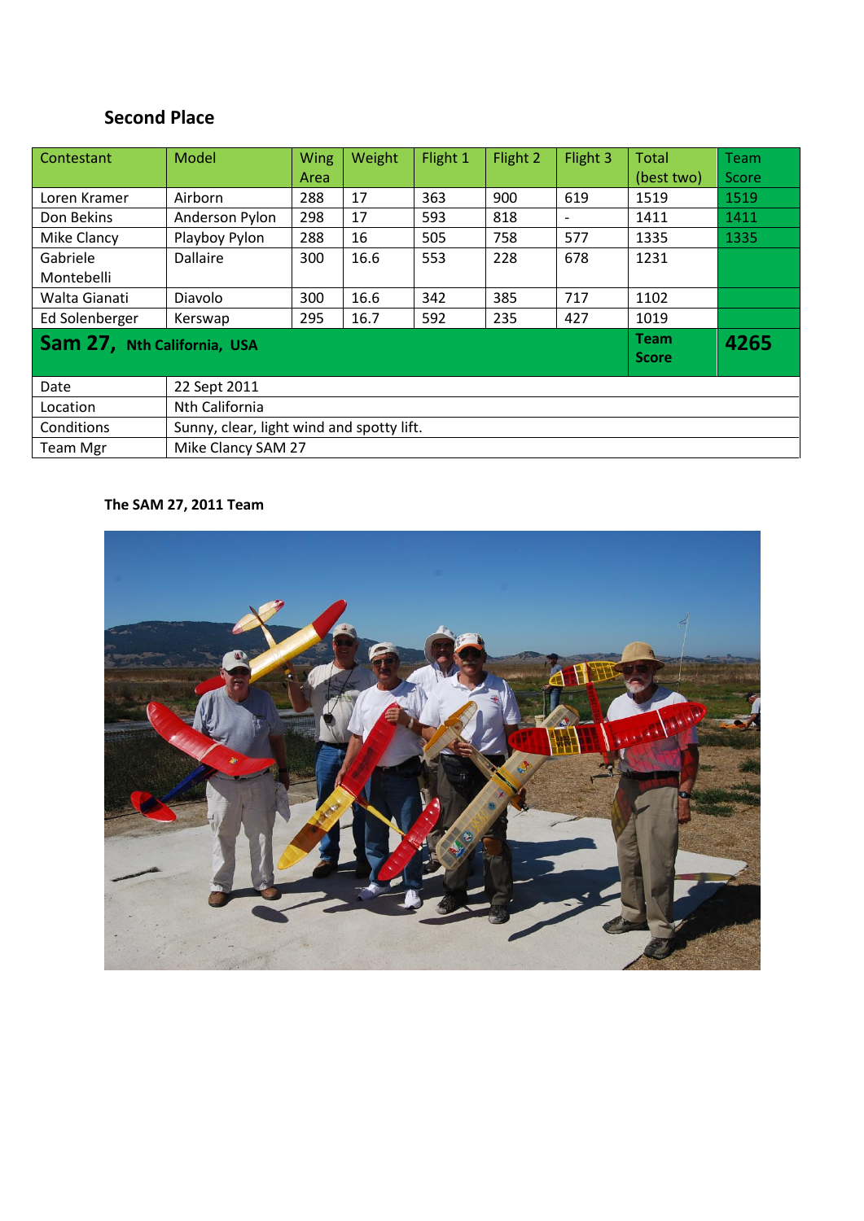## Second Place

| Contestant | Model | Wing Area | Weight | Flight 1 | Flight 2 | Flight 3 | Total (best two) | Team Score |
|---|---|---|---|---|---|---|---|---|
| Loren Kramer | Airborn | 288 | 17 | 363 | 900 | 619 | 1519 | 1519 |
| Don Bekins | Anderson Pylon | 298 | 17 | 593 | 818 | - | 1411 | 1411 |
| Mike Clancy | Playboy Pylon | 288 | 16 | 505 | 758 | 577 | 1335 | 1335 |
| Gabriele Montebelli | Dallaire | 300 | 16.6 | 553 | 228 | 678 | 1231 | |
| Walta Gianati | Diavolo | 300 | 16.6 | 342 | 385 | 717 | 1102 | |
| Ed Solenberger | Kerswap | 295 | 16.7 | 592 | 235 | 427 | 1019 | |
| **Sam 27, Nth California, USA** | | | | | | | **Team Score** | **4265** |

| | |
|---|---|
| Date | 22 Sept 2011 |
| Location | Nth California |
| Conditions | Sunny, clear, light wind and spotty lift. |
| Team Mgr | Mike Clancy SAM 27 |

**The SAM 27, 2011 Team**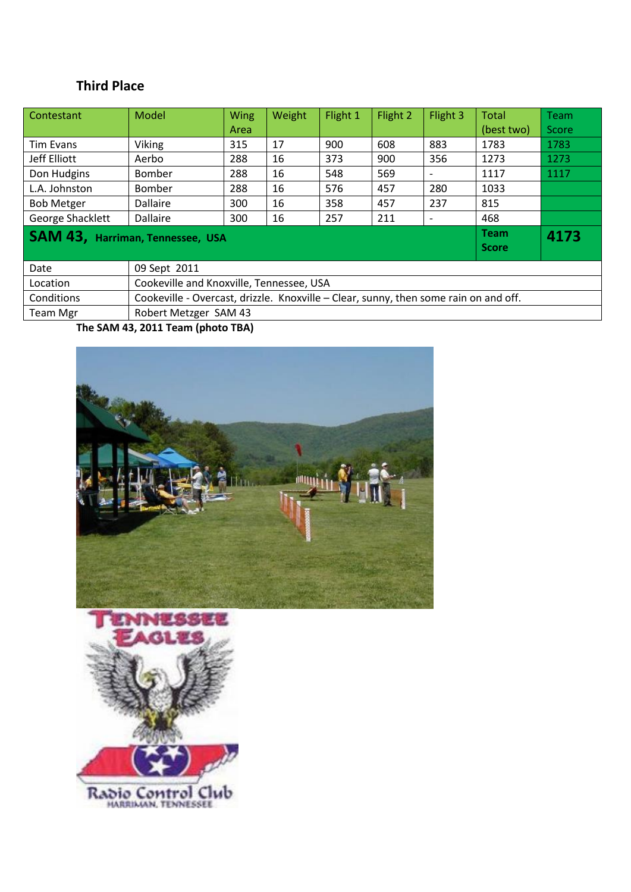### Third Place

| Contestant | Model | Wing Area | Weight | Flight 1 | Flight 2 | Flight 3 | Total (best two) | Team Score |
|---|---|---|---|---|---|---|---|---|
| Tim Evans | Viking | 315 | 17 | 900 | 608 | 883 | 1783 | 1783 |
| Jeff Elliott | Aerbo | 288 | 16 | 373 | 900 | 356 | 1273 | 1273 |
| Don Hudgins | Bomber | 288 | 16 | 548 | 569 | - | 1117 | 1117 |
| L.A. Johnston | Bomber | 288 | 16 | 576 | 457 | 280 | 1033 | |
| Bob Metger | Dallaire | 300 | 16 | 358 | 457 | 237 | 815 | |
| George Shacklett | Dallaire | 300 | 16 | 257 | 211 | - | 468 | |
| **SAM 43, Harriman, Tennessee, USA** | | | | | | | **Team Score** | **4173** |

| | |
|---|---|
| Date | 09 Sept 2011 |
| Location | Cookeville and Knoxville, Tennessee, USA |
| Conditions | Cookeville - Overcast, drizzle. Knoxville – Clear, sunny, then some rain on and off. |
| Team Mgr | Robert Metzger SAM 43 |

**The SAM 43, 2011 Team (photo TBA)**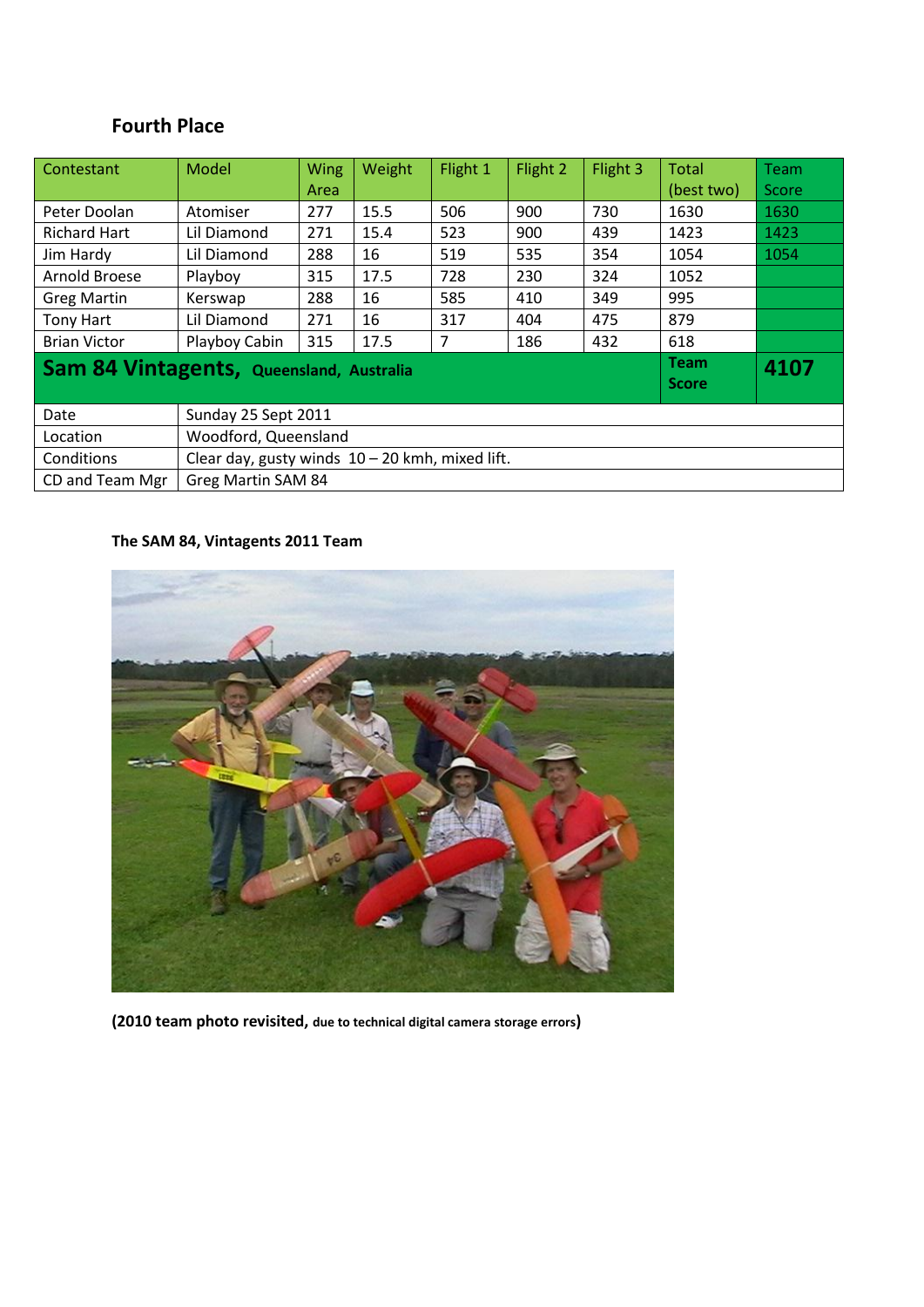## Fourth Place

| Contestant | Model | Wing Area | Weight | Flight 1 | Flight 2 | Flight 3 | Total (best two) | Team Score |
|---|---|---|---|---|---|---|---|---|
| Peter Doolan | Atomiser | 277 | 15.5 | 506 | 900 | 730 | 1630 | 1630 |
| Richard Hart | Lil Diamond | 271 | 15.4 | 523 | 900 | 439 | 1423 | 1423 |
| Jim Hardy | Lil Diamond | 288 | 16 | 519 | 535 | 354 | 1054 | 1054 |
| Arnold Broese | Playboy | 315 | 17.5 | 728 | 230 | 324 | 1052 | |
| Greg Martin | Kerswap | 288 | 16 | 585 | 410 | 349 | 995 | |
| Tony Hart | Lil Diamond | 271 | 16 | 317 | 404 | 475 | 879 | |
| Brian Victor | Playboy Cabin | 315 | 17.5 | 7 | 186 | 432 | 618 | |
| **Sam 84 Vintagents, Queensland, Australia** | | | | | | | **Team Score** | **4107** |
| Date | Sunday 25 Sept 2011 | | | | | | | |
| Location | Woodford, Queensland | | | | | | | |
| Conditions | Clear day, gusty winds 10 – 20 kmh, mixed lift. | | | | | | | |
| CD and Team Mgr | Greg Martin SAM 84 | | | | | | | |

**The SAM 84, Vintagents 2011 Team**

**(2010 team photo revisited, due to technical digital camera storage errors)**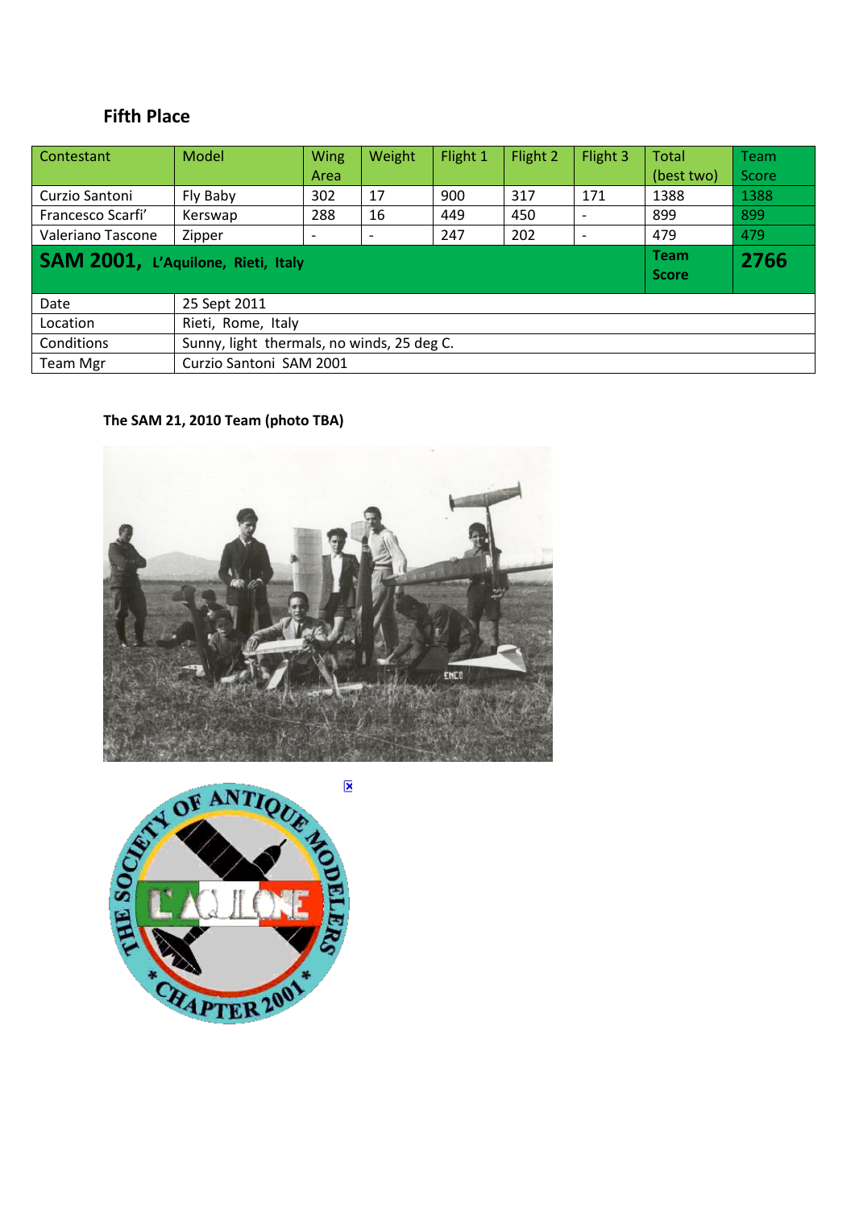## Fifth Place

| Contestant | Model | Wing Area | Weight | Flight 1 | Flight 2 | Flight 3 | Total (best two) | Team Score |
|---|---|---|---|---|---|---|---|---|
| Curzio Santoni | Fly Baby | 302 | 17 | 900 | 317 | 171 | 1388 | 1388 |
| Francesco Scarfi' | Kerswap | 288 | 16 | 449 | 450 | - | 899 | 899 |
| Valeriano Tascone | Zipper | - | - | 247 | 202 | - | 479 | 479 |
| **SAM 2001, L'Aquilone, Rieti, Italy** | | | | | | | **Team Score** | **2766** |

| | |
|---|---|
| Date | 25 Sept 2011 |
| Location | Rieti, Rome, Italy |
| Conditions | Sunny, light thermals, no winds, 25 deg C. |
| Team Mgr | Curzio Santoni SAM 2001 |

**The SAM 21, 2010 Team (photo TBA)**